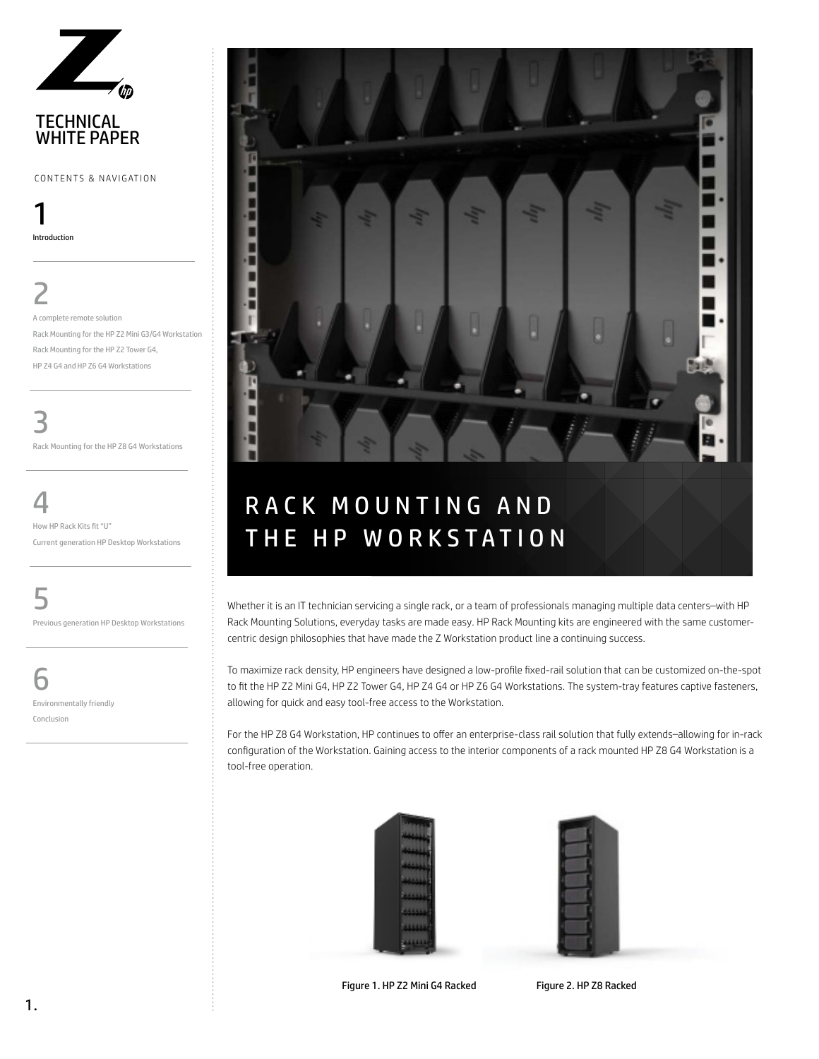TECHNICAL WHITE PAPER

CONTENTS & NAVIGATION

1
Introduction

2
A complete remote solution
Rack Mounting for the HP Z2 Mini G3/G4 Workstation
Rack Mounting for the HP Z2 Tower G4,
HP Z4 G4 and HP Z6 G4 Workstations

3
Rack Mounting for the HP Z8 G4 Workstations

4
How HP Rack Kits fit "U"
Current generation HP Desktop Workstations

5
Previous generation HP Desktop Workstations

6
Environmentally friendly
Conclusion

# RACK MOUNTING AND THE HP WORKSTATION

Whether it is an IT technician servicing a single rack, or a team of professionals managing multiple data centers–with HP Rack Mounting Solutions, everyday tasks are made easy. HP Rack Mounting kits are engineered with the same customer-centric design philosophies that have made the Z Workstation product line a continuing success.

To maximize rack density, HP engineers have designed a low-profile fixed-rail solution that can be customized on-the-spot to fit the HP Z2 Mini G4, HP Z2 Tower G4, HP Z4 G4 or HP Z6 G4 Workstations. The system-tray features captive fasteners, allowing for quick and easy tool-free access to the Workstation.

For the HP Z8 G4 Workstation, HP continues to offer an enterprise-class rail solution that fully extends–allowing for in-rack configuration of the Workstation. Gaining access to the interior components of a rack mounted HP Z8 G4 Workstation is a tool-free operation.

Figure 1. HP Z2 Mini G4 Racked

Figure 2. HP Z8 Racked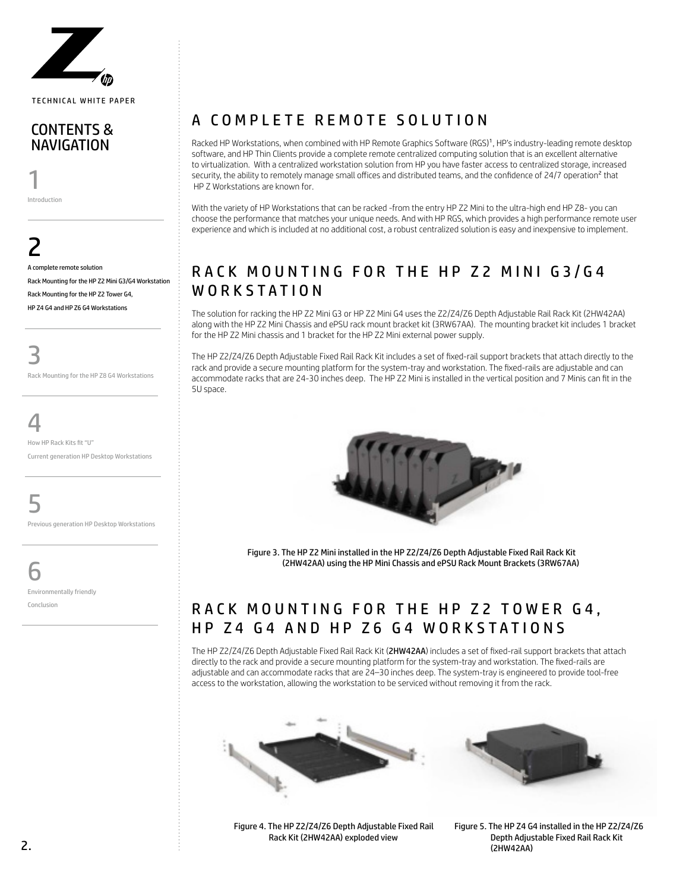TECHNICAL WHITE PAPER

## CONTENTS & NAVIGATION

1
Introduction

2
A complete remote solution
Rack Mounting for the HP Z2 Mini G3/G4 Workstation
Rack Mounting for the HP Z2 Tower G4,
HP Z4 G4 and HP Z6 G4 Workstations

3
Rack Mounting for the HP Z8 G4 Workstations

4
How HP Rack Kits fit "U"
Current generation HP Desktop Workstations

5
Previous generation HP Desktop Workstations

6
Environmentally friendly
Conclusion

# A COMPLETE REMOTE SOLUTION

Racked HP Workstations, when combined with HP Remote Graphics Software (RGS)[1], HP's industry-leading remote desktop software, and HP Thin Clients provide a complete remote centralized computing solution that is an excellent alternative to virtualization. With a centralized workstation solution from HP you have faster access to centralized storage, increased security, the ability to remotely manage small offices and distributed teams, and the confidence of 24/7 operation[2] that HP Z Workstations are known for.

With the variety of HP Workstations that can be racked -from the entry HP Z2 Mini to the ultra-high end HP Z8- you can choose the performance that matches your unique needs. And with HP RGS, which provides a high performance remote user experience and which is included at no additional cost, a robust centralized solution is easy and inexpensive to implement.

# RACK MOUNTING FOR THE HP Z2 MINI G3/G4 WORKSTATION

The solution for racking the HP Z2 Mini G3 or HP Z2 Mini G4 uses the Z2/Z4/Z6 Depth Adjustable Rail Rack Kit (2HW42AA) along with the HP Z2 Mini Chassis and ePSU rack mount bracket kit (3RW67AA). The mounting bracket kit includes 1 bracket for the HP Z2 Mini chassis and 1 bracket for the HP Z2 Mini external power supply.

The HP Z2/Z4/Z6 Depth Adjustable Fixed Rail Rack Kit includes a set of fixed-rail support brackets that attach directly to the rack and provide a secure mounting platform for the system-tray and workstation. The fixed-rails are adjustable and can accommodate racks that are 24-30 inches deep. The HP Z2 Mini is installed in the vertical position and 7 Minis can fit in the 5U space.

Figure 3. The HP Z2 Mini installed in the HP Z2/Z4/Z6 Depth Adjustable Fixed Rail Rack Kit (2HW42AA) using the HP Mini Chassis and ePSU Rack Mount Brackets (3RW67AA)

# RACK MOUNTING FOR THE HP Z2 TOWER G4, HP Z4 G4 AND HP Z6 G4 WORKSTATIONS

The HP Z2/Z4/Z6 Depth Adjustable Fixed Rail Rack Kit (2HW42AA) includes a set of fixed-rail support brackets that attach directly to the rack and provide a secure mounting platform for the system-tray and workstation. The fixed-rails are adjustable and can accommodate racks that are 24–30 inches deep. The system-tray is engineered to provide tool-free access to the workstation, allowing the workstation to be serviced without removing it from the rack.

Figure 4. The HP Z2/Z4/Z6 Depth Adjustable Fixed Rail Rack Kit (2HW42AA) exploded view

Figure 5. The HP Z4 G4 installed in the HP Z2/Z4/Z6 Depth Adjustable Fixed Rail Rack Kit (2HW42AA)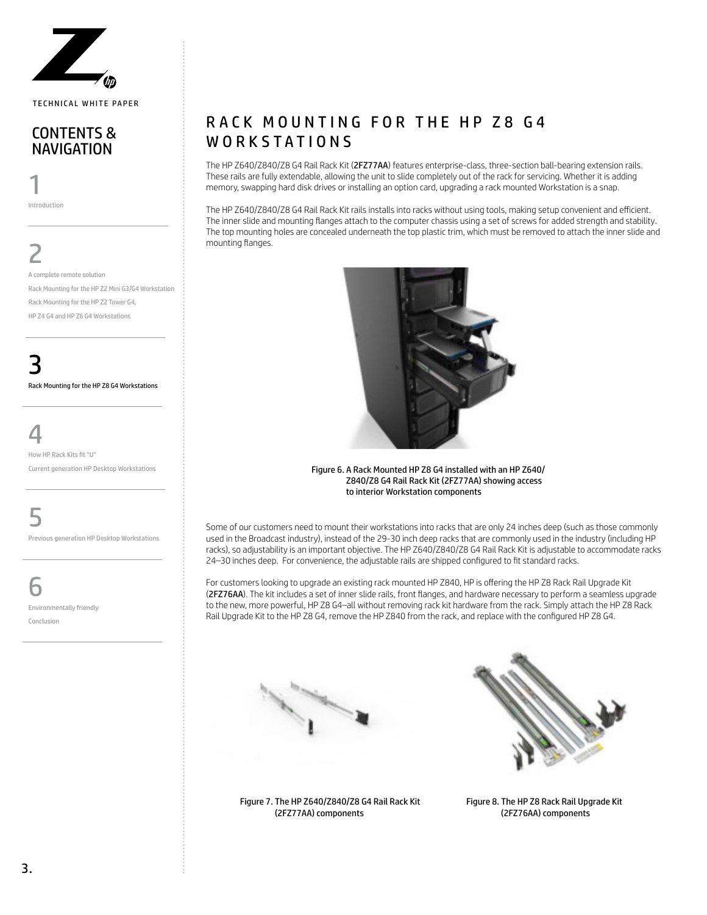# RACK MOUNTING FOR THE HP Z8 G4 WORKSTATIONS

The HP Z640/Z840/Z8 G4 Rail Rack Kit (2FZ77AA) features enterprise-class, three-section ball-bearing extension rails. These rails are fully extendable, allowing the unit to slide completely out of the rack for servicing. Whether it is adding memory, swapping hard disk drives or installing an option card, upgrading a rack mounted Workstation is a snap.

The HP Z640/Z840/Z8 G4 Rail Rack Kit rails installs into racks without using tools, making setup convenient and efficient. The inner slide and mounting flanges attach to the computer chassis using a set of screws for added strength and stability. The top mounting holes are concealed underneath the top plastic trim, which must be removed to attach the inner slide and mounting flanges.

Figure 6. A Rack Mounted HP Z8 G4 installed with an HP Z640/Z840/Z8 G4 Rail Rack Kit (2FZ77AA) showing access to interior Workstation components

Some of our customers need to mount their workstations into racks that are only 24 inches deep (such as those commonly used in the Broadcast industry), instead of the 29-30 inch deep racks that are commonly used in the industry (including HP racks), so adjustability is an important objective. The HP Z640/Z840/Z8 G4 Rail Rack Kit is adjustable to accommodate racks 24–30 inches deep. For convenience, the adjustable rails are shipped configured to fit standard racks.

For customers looking to upgrade an existing rack mounted HP Z840, HP is offering the HP Z8 Rack Rail Upgrade Kit (2FZ76AA). The kit includes a set of inner slide rails, front flanges, and hardware necessary to perform a seamless upgrade to the new, more powerful, HP Z8 G4–all without removing rack kit hardware from the rack. Simply attach the HP Z8 Rack Rail Upgrade Kit to the HP Z8 G4, remove the HP Z840 from the rack, and replace with the configured HP Z8 G4.

Figure 7. The HP Z640/Z840/Z8 G4 Rail Rack Kit (2FZ77AA) components

Figure 8. The HP Z8 Rack Rail Upgrade Kit (2FZ76AA) components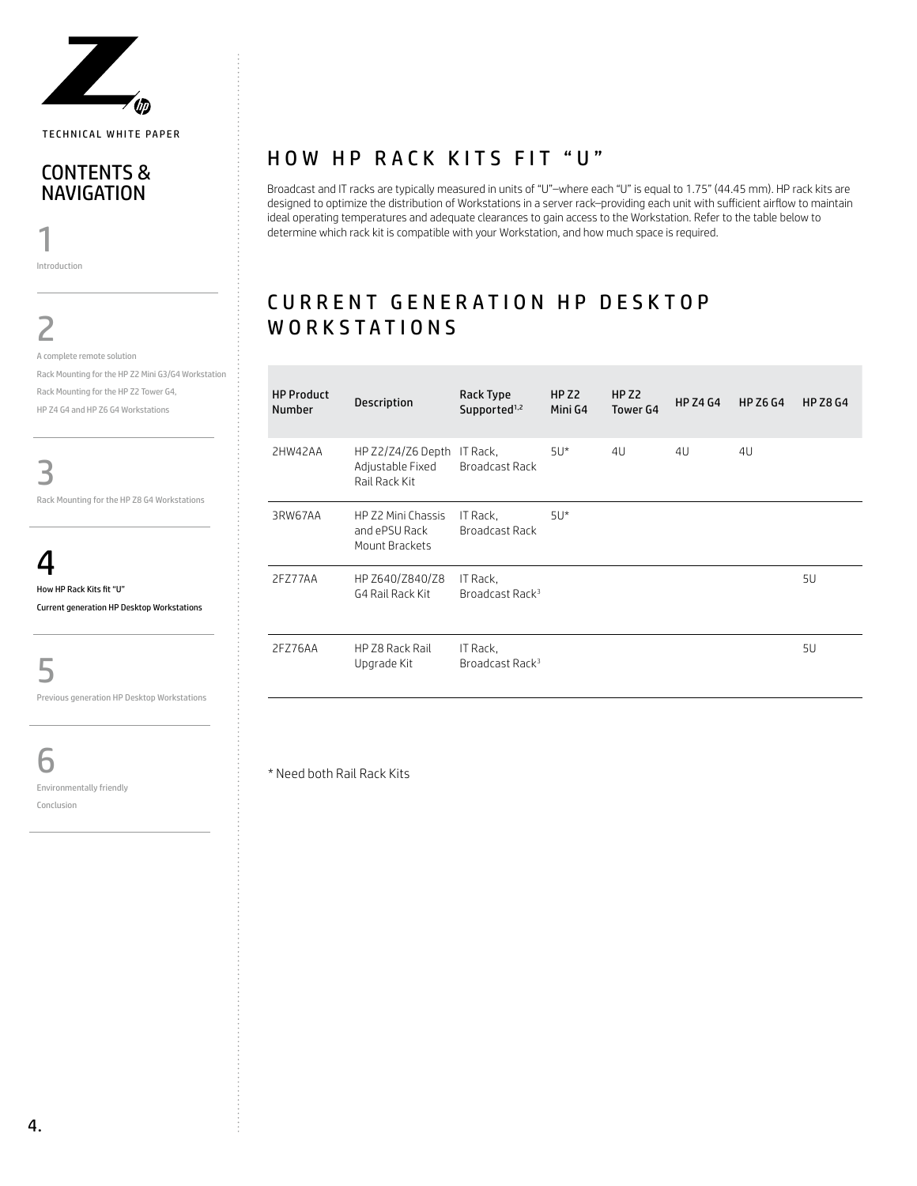TECHNICAL WHITE PAPER

## CONTENTS & NAVIGATION

1
Introduction

2
A complete remote solution
Rack Mounting for the HP Z2 Mini G3/G4 Workstation
Rack Mounting for the HP Z2 Tower G4,
HP Z4 G4 and HP Z6 G4 Workstations

3
Rack Mounting for the HP Z8 G4 Workstations

**4**
**How HP Rack Kits fit "U"**
**Current generation HP Desktop Workstations**

5
Previous generation HP Desktop Workstations

6
Environmentally friendly
Conclusion

# HOW HP RACK KITS FIT "U"

Broadcast and IT racks are typically measured in units of "U"—where each "U" is equal to 1.75" (44.45 mm). HP rack kits are designed to optimize the distribution of Workstations in a server rack—providing each unit with sufficient airflow to maintain ideal operating temperatures and adequate clearances to gain access to the Workstation. Refer to the table below to determine which rack kit is compatible with your Workstation, and how much space is required.

# CURRENT GENERATION HP DESKTOP WORKSTATIONS

| HP Product Number | Description | Rack Type Supported[1,2] | HP Z2 Mini G4 | HP Z2 Tower G4 | HP Z4 G4 | HP Z6 G4 | HP Z8 G4 |
|---|---|---|---|---|---|---|---|
| 2HW42AA | HP Z2/Z4/Z6 Depth Adjustable Fixed Rail Rack Kit | IT Rack, Broadcast Rack | 5U* | 4U | 4U | 4U | |
| 3RW67AA | HP Z2 Mini Chassis and ePSU Rack Mount Brackets | IT Rack, Broadcast Rack | 5U* | | | | |
| 2FZ77AA | HP Z640/Z840/Z8 G4 Rail Rack Kit | IT Rack, Broadcast Rack[3] | | | | | 5U |
| 2FZ76AA | HP Z8 Rack Rail Upgrade Kit | IT Rack, Broadcast Rack[3] | | | | | 5U |

* Need both Rail Rack Kits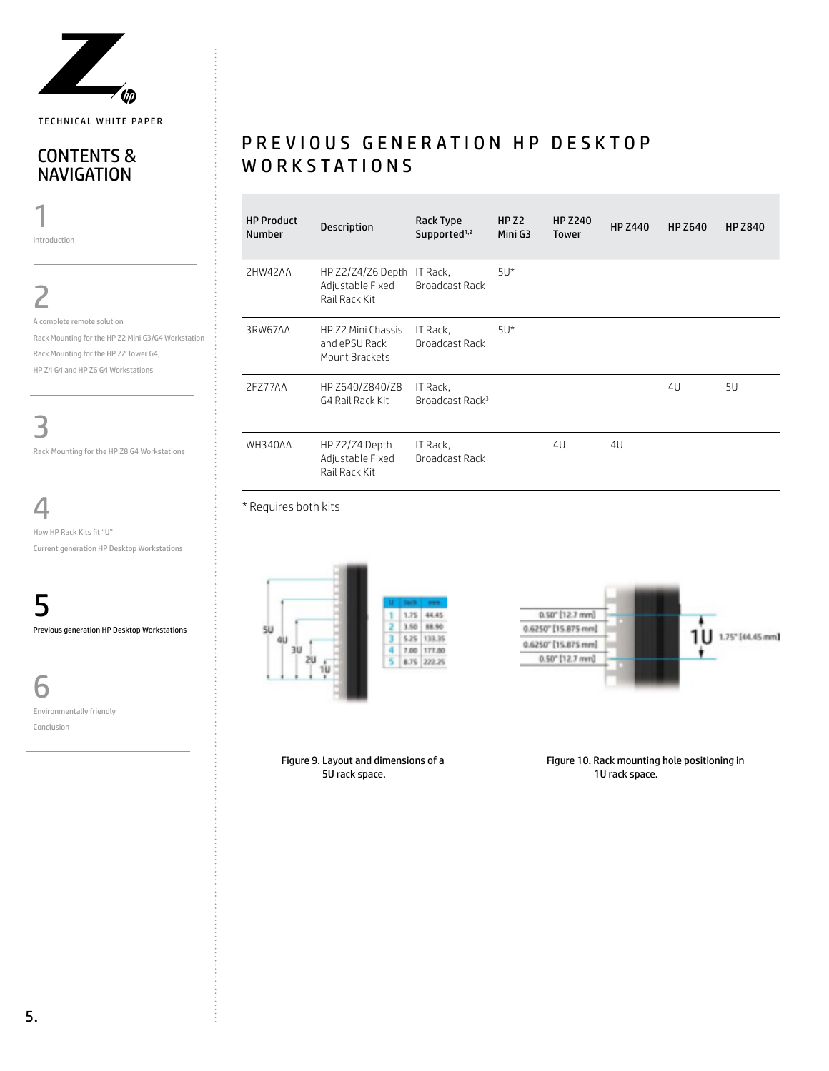TECHNICAL WHITE PAPER

## CONTENTS & NAVIGATION

1
Introduction

2
A complete remote solution
Rack Mounting for the HP Z2 Mini G3/G4 Workstation
Rack Mounting for the HP Z2 Tower G4,
HP Z4 G4 and HP Z6 G4 Workstations

3
Rack Mounting for the HP Z8 G4 Workstations

4
How HP Rack Kits fit "U"
Current generation HP Desktop Workstations

5
Previous generation HP Desktop Workstations

6
Environmentally friendly
Conclusion

# PREVIOUS GENERATION HP DESKTOP WORKSTATIONS

| HP Product Number | Description | Rack Type Supported[1,2] | HP Z2 Mini G3 | HP Z240 Tower | HP Z440 | HP Z640 | HP Z840 |
|---|---|---|---|---|---|---|---|
| 2HW42AA | HP Z2/Z4/Z6 Depth Adjustable Fixed Rail Rack Kit | IT Rack, Broadcast Rack | 5U* | | | | |
| 3RW67AA | HP Z2 Mini Chassis and ePSU Rack Mount Brackets | IT Rack, Broadcast Rack | 5U* | | | | |
| 2FZ77AA | HP Z640/Z840/Z8 G4 Rail Rack Kit | IT Rack, Broadcast Rack[3] | | | | 4U | 5U |
| WH340AA | HP Z2/Z4 Depth Adjustable Fixed Rail Rack Kit | IT Rack, Broadcast Rack | | 4U | 4U | | |

* Requires both kits

Figure 9. Layout and dimensions of a 5U rack space.

Figure 10. Rack mounting hole positioning in 1U rack space.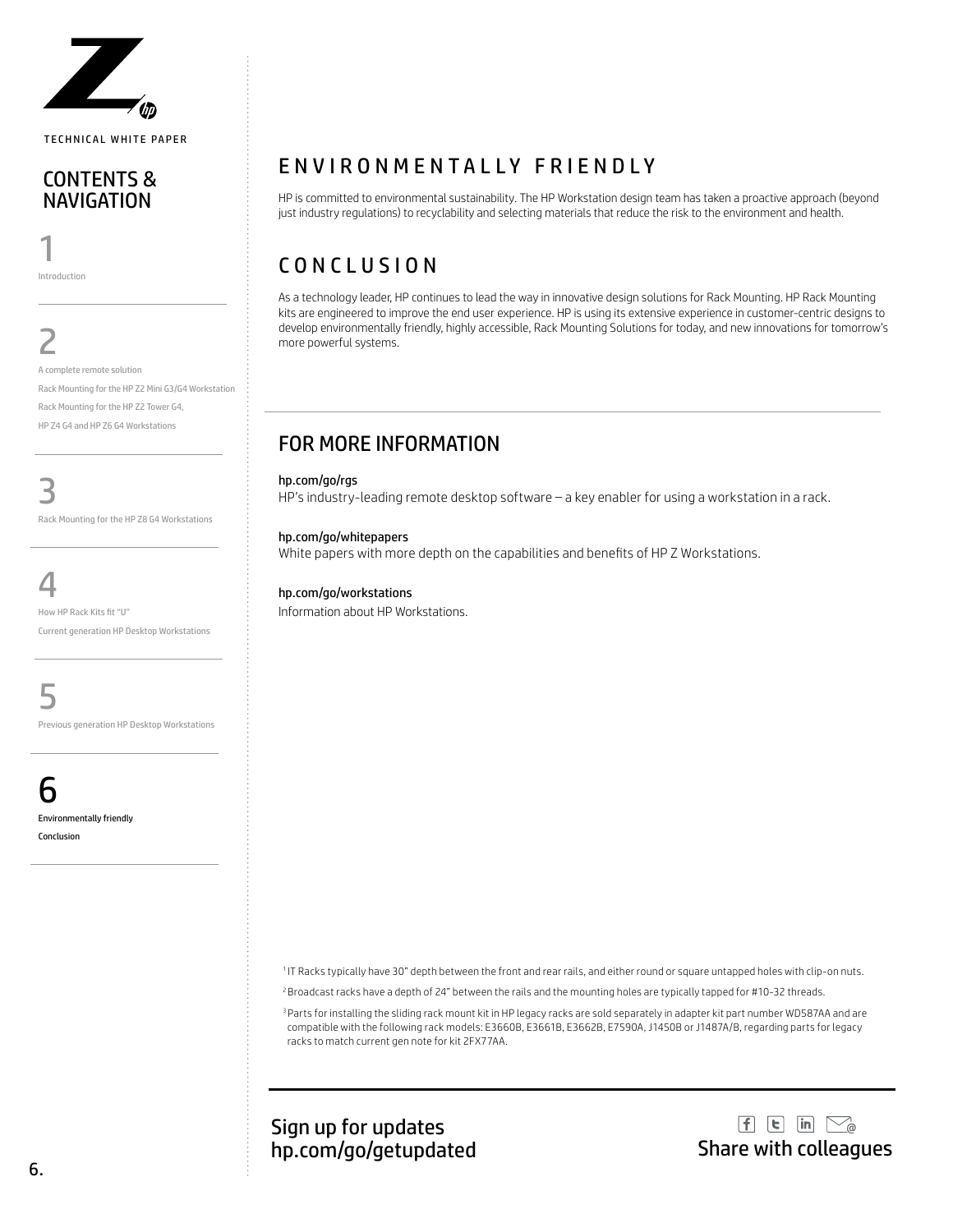TECHNICAL WHITE PAPER

## CONTENTS & NAVIGATION

1
Introduction

2
A complete remote solution
Rack Mounting for the HP Z2 Mini G3/G4 Workstation
Rack Mounting for the HP Z2 Tower G4,
HP Z4 G4 and HP Z6 G4 Workstations

3
Rack Mounting for the HP Z8 G4 Workstations

4
How HP Rack Kits fit "U"
Current generation HP Desktop Workstations

5
Previous generation HP Desktop Workstations

6
**Environmentally friendly**
**Conclusion**

# ENVIRONMENTALLY FRIENDLY

HP is committed to environmental sustainability. The HP Workstation design team has taken a proactive approach (beyond just industry regulations) to recyclability and selecting materials that reduce the risk to the environment and health.

# CONCLUSION

As a technology leader, HP continues to lead the way in innovative design solutions for Rack Mounting. HP Rack Mounting kits are engineered to improve the end user experience. HP is using its extensive experience in customer-centric designs to develop environmentally friendly, highly accessible, Rack Mounting Solutions for today, and new innovations for tomorrow's more powerful systems.

## FOR MORE INFORMATION

**hp.com/go/rgs**
HP's industry-leading remote desktop software – a key enabler for using a workstation in a rack.

**hp.com/go/whitepapers**
White papers with more depth on the capabilities and benefits of HP Z Workstations.

**hp.com/go/workstations**
Information about HP Workstations.

[1] IT Racks typically have 30" depth between the front and rear rails, and either round or square untapped holes with clip-on nuts.

[2] Broadcast racks have a depth of 24" between the rails and the mounting holes are typically tapped for #10-32 threads.

[3] Parts for installing the sliding rack mount kit in HP legacy racks are sold separately in adapter kit part number WD587AA and are compatible with the following rack models: E3660B, E3661B, E3662B, E7590A, J1450B or J1487A/B, regarding parts for legacy racks to match current gen note for kit 2FX77AA.

Sign up for updates
hp.com/go/getupdated

Share with colleagues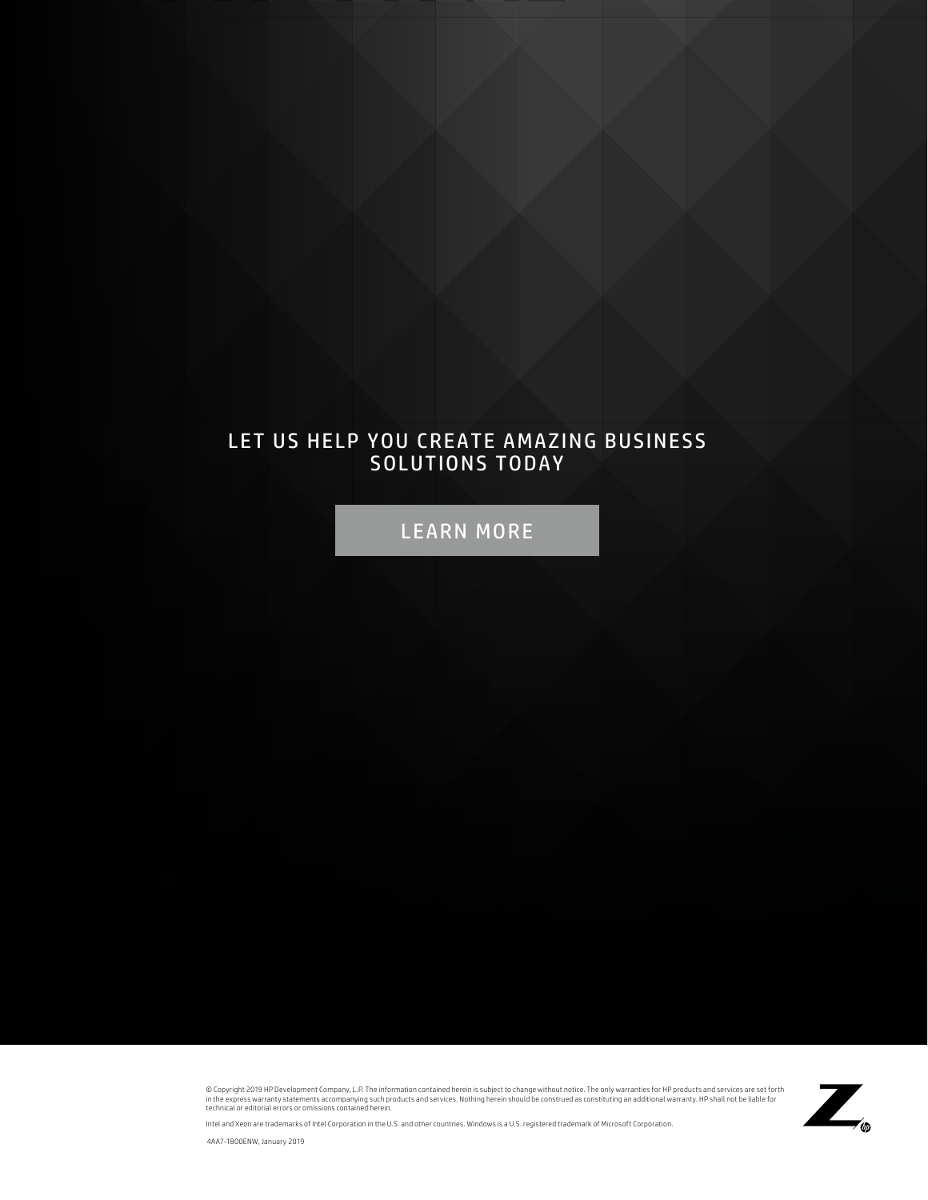LET US HELP YOU CREATE AMAZING BUSINESS SOLUTIONS TODAY

LEARN MORE

© Copyright 2019 HP Development Company, L.P. The information contained herein is subject to change without notice. The only warranties for HP products and services are set forth in the express warranty statements accompanying such products and services. Nothing herein should be construed as constituting an additional warranty. HP shall not be liable for technical or editorial errors or omissions contained herein.

Intel and Xeon are trademarks of Intel Corporation in the U.S. and other countries. Windows is a U.S. registered trademark of Microsoft Corporation.

4AA7-1800ENW, January 2019